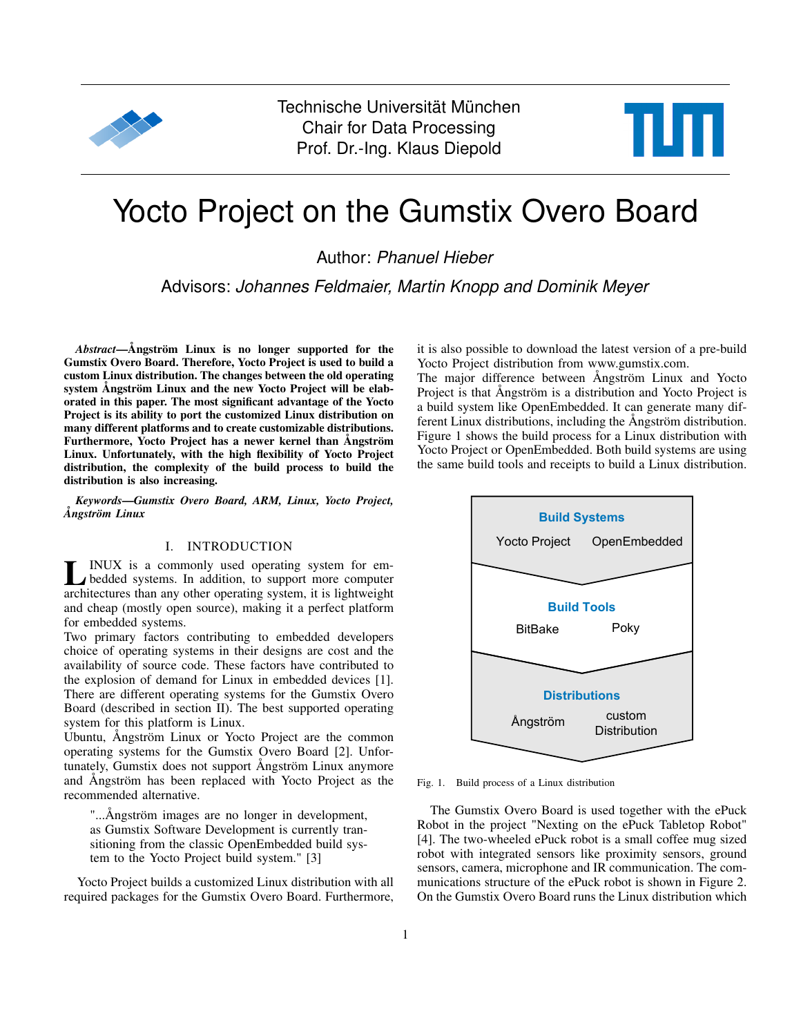Technische Universität München
Chair for Data Processing
Prof. Dr.-Ing. Klaus Diepold

# Yocto Project on the Gumstix Overo Board

Author: *Phanuel Hieber*

Advisors: *Johannes Feldmaier, Martin Knopp and Dominik Meyer*

***Abstract*—Ångström Linux is no longer supported for the Gumstix Overo Board. Therefore, Yocto Project is used to build a custom Linux distribution. The changes between the old operating system Ångström Linux and the new Yocto Project will be elaborated in this paper. The most significant advantage of the Yocto Project is its ability to port the customized Linux distribution on many different platforms and to create customizable distributions. Furthermore, Yocto Project has a newer kernel than Ångström Linux. Unfortunately, with the high flexibility of Yocto Project distribution, the complexity of the build process to build the distribution is also increasing.**

***Keywords*—*Gumstix Overo Board, ARM, Linux, Yocto Project, Ångström Linux***

## I. Introduction

LINUX is a commonly used operating system for embedded systems. In addition, to support more computer architectures than any other operating system, it is lightweight and cheap (mostly open source), making it a perfect platform for embedded systems.
Two primary factors contributing to embedded developers choice of operating systems in their designs are cost and the availability of source code. These factors have contributed to the explosion of demand for Linux in embedded devices [1].
There are different operating systems for the Gumstix Overo Board (described in section II). The best supported operating system for this platform is Linux.
Ubuntu, Ångström Linux or Yocto Project are the common operating systems for the Gumstix Overo Board [2]. Unfortunately, Gumstix does not support Ångström Linux anymore and Ångström has been replaced with Yocto Project as the recommended alternative.

> "...Ångström images are no longer in development, as Gumstix Software Development is currently transitioning from the classic OpenEmbedded build system to the Yocto Project build system." [3]

Yocto Project builds a customized Linux distribution with all required packages for the Gumstix Overo Board. Furthermore, it is also possible to download the latest version of a pre-build Yocto Project distribution from www.gumstix.com.
The major difference between Ångström Linux and Yocto Project is that Ångström is a distribution and Yocto Project is a build system like OpenEmbedded. It can generate many different Linux distributions, including the Ångström distribution. Figure 1 shows the build process for a Linux distribution with Yocto Project or OpenEmbedded. Both build systems are using the same build tools and receipts to build a Linux distribution.

Build Systems
Yocto Project OpenEmbedded

Build Tools
BitBake Poky

Distributions
Ångström custom Distribution

Fig. 1. Build process of a Linux distribution

The Gumstix Overo Board is used together with the ePuck Robot in the project "Nexting on the ePuck Tabletop Robot" [4]. The two-wheeled ePuck robot is a small coffee mug sized robot with integrated sensors like proximity sensors, ground sensors, camera, microphone and IR communication. The communications structure of the ePuck robot is shown in Figure 2. On the Gumstix Overo Board runs the Linux distribution which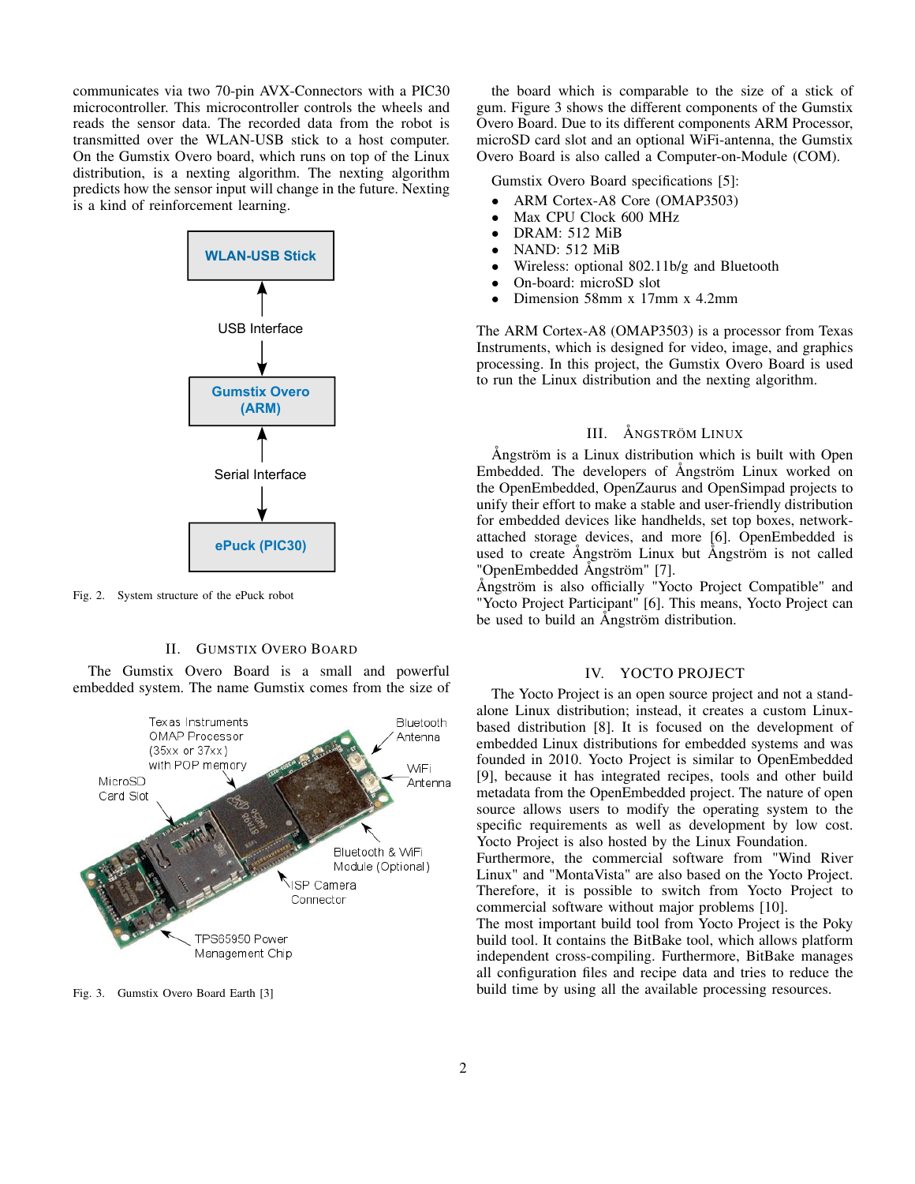communicates via two 70-pin AVX-Connectors with a PIC30 microcontroller. This microcontroller controls the wheels and reads the sensor data. The recorded data from the robot is transmitted over the WLAN-USB stick to a host computer. On the Gumstix Overo board, which runs on top of the Linux distribution, is a nexting algorithm. The nexting algorithm predicts how the sensor input will change in the future. Nexting is a kind of reinforcement learning.

WLAN-USB Stick

USB Interface

Gumstix Overo (ARM)

Serial Interface

ePuck (PIC30)

Fig. 2. System structure of the ePuck robot

## II. Gumstix Overo Board

The Gumstix Overo Board is a small and powerful embedded system. The name Gumstix comes from the size of the board which is comparable to the size of a stick of gum. Figure 3 shows the different components of the Gumstix Overo Board. Due to its different components ARM Processor, microSD card slot and an optional WiFi-antenna, the Gumstix Overo Board is also called a Computer-on-Module (COM).

Texas Instruments OMAP Processor (35xx or 37xx) with POP memory

Bluetooth Antenna

WiFi Antenna

MicroSD Card Slot

Bluetooth & WiFi Module (Optional)

ISP Camera Connector

TPS65950 Power Management Chip

Fig. 3. Gumstix Overo Board Earth [3]

Gumstix Overo Board specifications [5]:

- ARM Cortex-A8 Core (OMAP3503)
- Max CPU Clock 600 MHz
- DRAM: 512 MiB
- NAND: 512 MiB
- Wireless: optional 802.11b/g and Bluetooth
- On-board: microSD slot
- Dimension 58mm x 17mm x 4.2mm

The ARM Cortex-A8 (OMAP3503) is a processor from Texas Instruments, which is designed for video, image, and graphics processing. In this project, the Gumstix Overo Board is used to run the Linux distribution and the nexting algorithm.

## III. Ångström Linux

Ångström is a Linux distribution which is built with Open Embedded. The developers of Ångström Linux worked on the OpenEmbedded, OpenZaurus and OpenSimpad projects to unify their effort to make a stable and user-friendly distribution for embedded devices like handhelds, set top boxes, network-attached storage devices, and more [6]. OpenEmbedded is used to create Ångström Linux but Ångström is not called "OpenEmbedded Ångström" [7].
Ångström is also officially "Yocto Project Compatible" and "Yocto Project Participant" [6]. This means, Yocto Project can be used to build an Ångström distribution.

## IV. Yocto Project

The Yocto Project is an open source project and not a standalone Linux distribution; instead, it creates a custom Linux-based distribution [8]. It is focused on the development of embedded Linux distributions for embedded systems and was founded in 2010. Yocto Project is similar to OpenEmbedded [9], because it has integrated recipes, tools and other build metadata from the OpenEmbedded project. The nature of open source allows users to modify the operating system to the specific requirements as well as development by low cost. Yocto Project is also hosted by the Linux Foundation.
Furthermore, the commercial software from "Wind River Linux" and "MontaVista" are also based on the Yocto Project. Therefore, it is possible to switch from Yocto Project to commercial software without major problems [10].
The most important build tool from Yocto Project is the Poky build tool. It contains the BitBake tool, which allows platform independent cross-compiling. Furthermore, BitBake manages all configuration files and recipe data and tries to reduce the build time by using all the available processing resources.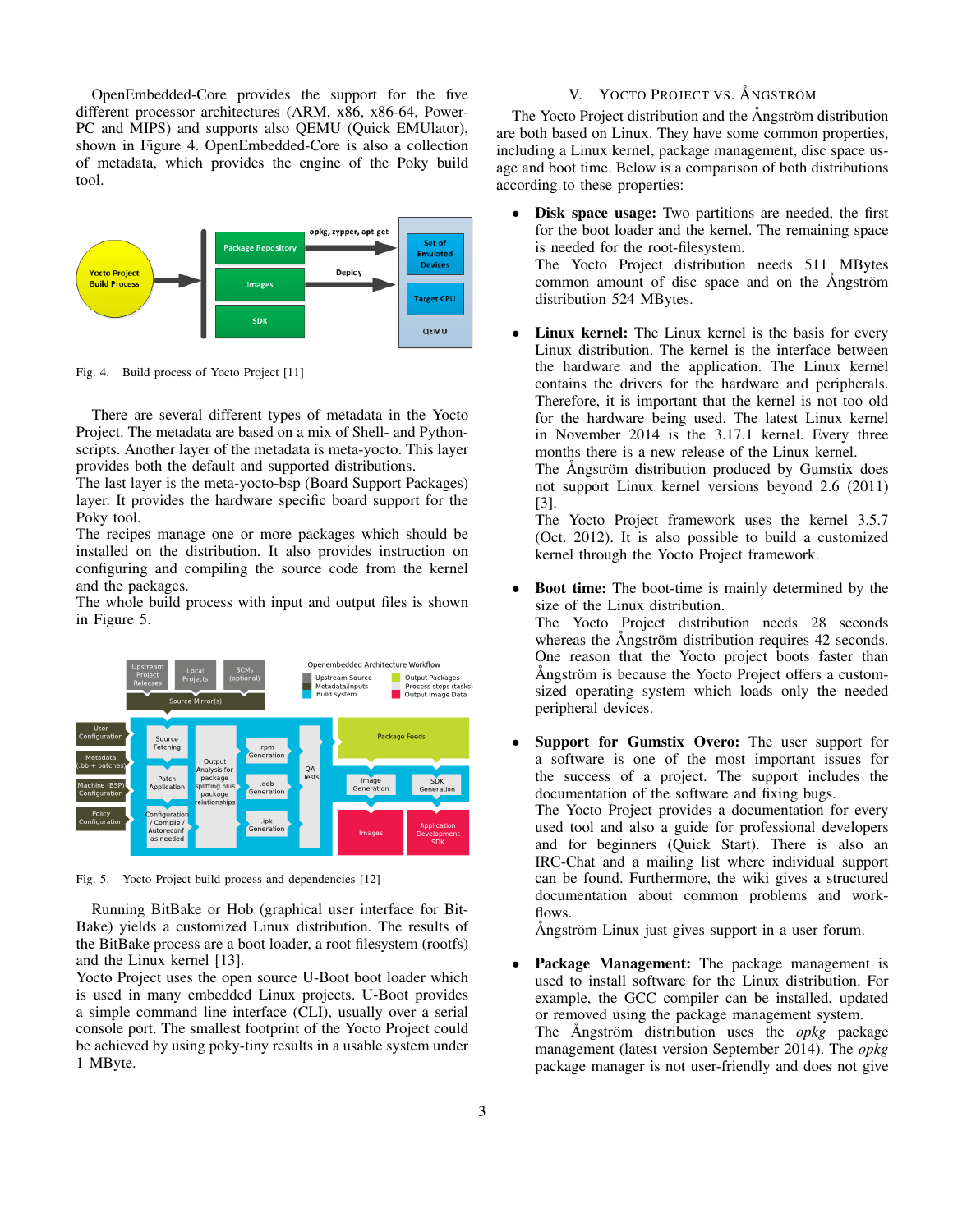OpenEmbedded-Core provides the support for the five different processor architectures (ARM, x86, x86-64, PowerPC and MIPS) and supports also QEMU (Quick EMUlator), shown in Figure 4. OpenEmbedded-Core is also a collection of metadata, which provides the engine of the Poky build tool.

Yocto Project Build Process

Package Repository

Images

SDK

opkg, zypper, apt-get

Deploy

Set of Emulated Devices

Target CPU

QEMU

Fig. 4. Build process of Yocto Project [11]

There are several different types of metadata in the Yocto Project. The metadata are based on a mix of Shell- and Python-scripts. Another layer of the metadata is meta-yocto. This layer provides both the default and supported distributions.
The last layer is the meta-yocto-bsp (Board Support Packages) layer. It provides the hardware specific board support for the Poky tool.
The recipes manage one or more packages which should be installed on the distribution. It also provides instruction on configuring and compiling the source code from the kernel and the packages.
The whole build process with input and output files is shown in Figure 5.

Upstream Project Releases

Local Projects

SCMs (optional)

Source Mirror(s)

Openembedded Architecture Workflow

Upstream Source

Metadata/Inputs

Build system

Output Packages

Process steps (tasks)

Output Image Data

User Configuration

Metadata (.bb + patches)

Machine (BSP) Configuration

Policy Configuration

Source Fetching

Patch Application

Configuration / Compile / Autoreconf as needed

Output Analysis for package splitting plus package relationships

.rpm Generation

.deb Generation

.ipk Generation

QA Tests

Package Feeds

Image Generation

SDK Generation

Images

Application Development SDK

Fig. 5. Yocto Project build process and dependencies [12]

Running BitBake or Hob (graphical user interface for BitBake) yields a customized Linux distribution. The results of the BitBake process are a boot loader, a root filesystem (rootfs) and the Linux kernel [13].
Yocto Project uses the open source U-Boot boot loader which is used in many embedded Linux projects. U-Boot provides a simple command line interface (CLI), usually over a serial console port. The smallest footprint of the Yocto Project could be achieved by using poky-tiny results in a usable system under 1 MByte.

## V. Yocto Project vs. Ångström

The Yocto Project distribution and the Ångström distribution are both based on Linux. They have some common properties, including a Linux kernel, package management, disc space usage and boot time. Below is a comparison of both distributions according to these properties:

- **Disk space usage:** Two partitions are needed, the first for the boot loader and the kernel. The remaining space is needed for the root-filesystem.
The Yocto Project distribution needs 511 MBytes common amount of disc space and on the Ångström distribution 524 MBytes.

- **Linux kernel:** The Linux kernel is the basis for every Linux distribution. The kernel is the interface between the hardware and the application. The Linux kernel contains the drivers for the hardware and peripherals. Therefore, it is important that the kernel is not too old for the hardware being used. The latest Linux kernel in November 2014 is the 3.17.1 kernel. Every three months there is a new release of the Linux kernel.
The Ångström distribution produced by Gumstix does not support Linux kernel versions beyond 2.6 (2011) [3].
The Yocto Project framework uses the kernel 3.5.7 (Oct. 2012). It is also possible to build a customized kernel through the Yocto Project framework.

- **Boot time:** The boot-time is mainly determined by the size of the Linux distribution.
The Yocto Project distribution needs 28 seconds whereas the Ångström distribution requires 42 seconds. One reason that the Yocto project boots faster than Ångström is because the Yocto Project offers a custom-sized operating system which loads only the needed peripheral devices.

- **Support for Gumstix Overo:** The user support for a software is one of the most important issues for the success of a project. The support includes the documentation of the software and fixing bugs.
The Yocto Project provides a documentation for every used tool and also a guide for professional developers and for beginners (Quick Start). There is also an IRC-Chat and a mailing list where individual support can be found. Furthermore, the wiki gives a structured documentation about common problems and workflows.
Ångström Linux just gives support in a user forum.

- **Package Management:** The package management is used to install software for the Linux distribution. For example, the GCC compiler can be installed, updated or removed using the package management system.
The Ångström distribution uses the *opkg* package management (latest version September 2014). The *opkg* package manager is not user-friendly and does not give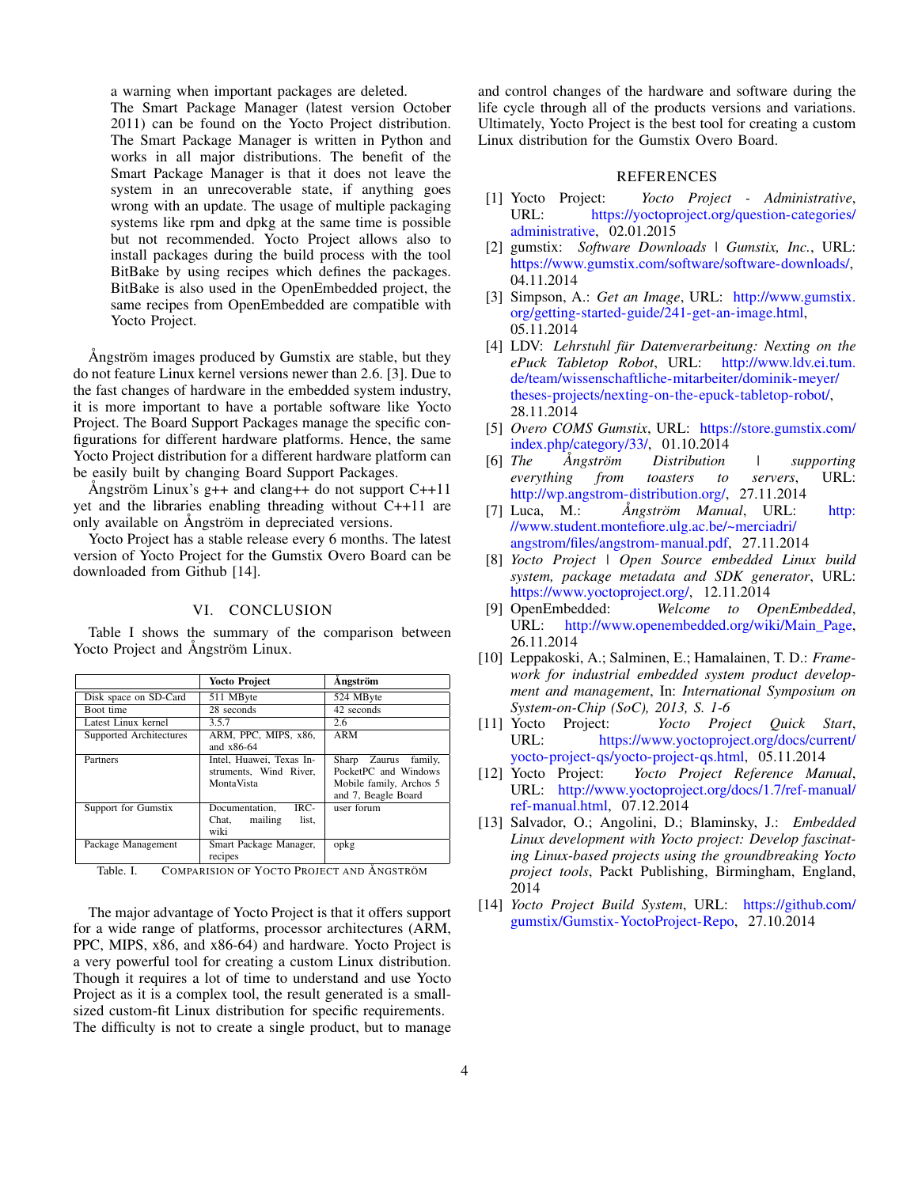a warning when important packages are deleted.
The Smart Package Manager (latest version October 2011) can be found on the Yocto Project distribution. The Smart Package Manager is written in Python and works in all major distributions. The benefit of the Smart Package Manager is that it does not leave the system in an unrecoverable state, if anything goes wrong with an update. The usage of multiple packaging systems like rpm and dpkg at the same time is possible but not recommended. Yocto Project allows also to install packages during the build process with the tool BitBake by using recipes which defines the packages. BitBake is also used in the OpenEmbedded project, the same recipes from OpenEmbedded are compatible with Yocto Project.

Ångström images produced by Gumstix are stable, but they do not feature Linux kernel versions newer than 2.6. [3]. Due to the fast changes of hardware in the embedded system industry, it is more important to have a portable software like Yocto Project. The Board Support Packages manage the specific configurations for different hardware platforms. Hence, the same Yocto Project distribution for a different hardware platform can be easily built by changing Board Support Packages.

Ångström Linux's g++ and clang++ do not support C++11 yet and the libraries enabling threading without C++11 are only available on Ångström in depreciated versions.

Yocto Project has a stable release every 6 months. The latest version of Yocto Project for the Gumstix Overo Board can be downloaded from Github [14].

## VI. Conclusion

Table I shows the summary of the comparison between Yocto Project and Ångström Linux.

| | **Yocto Project** | **Ångström** |
|---|---|---|
| Disk space on SD-Card | 511 MByte | 524 MByte |
| Boot time | 28 seconds | 42 seconds |
| Latest Linux kernel | 3.5.7 | 2.6 |
| Supported Architectures | ARM, PPC, MIPS, x86, and x86-64 | ARM |
| Partners | Intel, Huawei, Texas Instruments, Wind River, MontaVista | Sharp Zaurus family, PocketPC and Windows Mobile family, Archos 5 and 7, Beagle Board |
| Support for Gumstix | Documentation, IRC-Chat, mailing list, wiki | user forum |
| Package Management | Smart Package Manager, recipes | opkg |

Table. I. Comparision of Yocto Project and Ångström

The major advantage of Yocto Project is that it offers support for a wide range of platforms, processor architectures (ARM, PPC, MIPS, x86, and x86-64) and hardware. Yocto Project is a very powerful tool for creating a custom Linux distribution. Though it requires a lot of time to understand and use Yocto Project as it is a complex tool, the result generated is a small-sized custom-fit Linux distribution for specific requirements. The difficulty is not to create a single product, but to manage and control changes of the hardware and software during the life cycle through all of the products versions and variations. Ultimately, Yocto Project is the best tool for creating a custom Linux distribution for the Gumstix Overo Board.

## References

[1] Yocto Project: *Yocto Project - Administrative*, URL: https://yoctoproject.org/question-categories/administrative, 02.01.2015

[2] gumstix: *Software Downloads | Gumstix, Inc.*, URL: https://www.gumstix.com/software/software-downloads/, 04.11.2014

[3] Simpson, A.: *Get an Image*, URL: http://www.gumstix.org/getting-started-guide/241-get-an-image.html, 05.11.2014

[4] LDV: *Lehrstuhl für Datenverarbeitung: Nexting on the ePuck Tabletop Robot*, URL: http://www.ldv.ei.tum.de/team/wissenschaftliche-mitarbeiter/dominik-meyer/theses-projects/nexting-on-the-epuck-tabletop-robot/, 28.11.2014

[5] *Overo COMS Gumstix*, URL: https://store.gumstix.com/index.php/category/33/, 01.10.2014

[6] *The Ångström Distribution | supporting everything from toasters to servers*, URL: http://wp.angstrom-distribution.org/, 27.11.2014

[7] Luca, M.: *Ångström Manual*, URL: http://www.student.montefiore.ulg.ac.be/~merciadri/angstrom/files/angstrom-manual.pdf, 27.11.2014

[8] *Yocto Project | Open Source embedded Linux build system, package metadata and SDK generator*, URL: https://www.yoctoproject.org/, 12.11.2014

[9] OpenEmbedded: *Welcome to OpenEmbedded*, URL: http://www.openembedded.org/wiki/Main_Page, 26.11.2014

[10] Leppakoski, A.; Salminen, E.; Hamalainen, T. D.: *Framework for industrial embedded system product development and management*, In: *International Symposium on System-on-Chip (SoC), 2013, S. 1-6*

[11] Yocto Project: *Yocto Project Quick Start*, URL: https://www.yoctoproject.org/docs/current/yocto-project-qs/yocto-project-qs.html, 05.11.2014

[12] Yocto Project: *Yocto Project Reference Manual*, URL: http://www.yoctoproject.org/docs/1.7/ref-manual/ref-manual.html, 07.12.2014

[13] Salvador, O.; Angolini, D.; Blaminsky, J.: *Embedded Linux development with Yocto project: Develop fascinating Linux-based projects using the groundbreaking Yocto project tools*, Packt Publishing, Birmingham, England, 2014

[14] *Yocto Project Build System*, URL: https://github.com/gumstix/Gumstix-YoctoProject-Repo, 27.10.2014